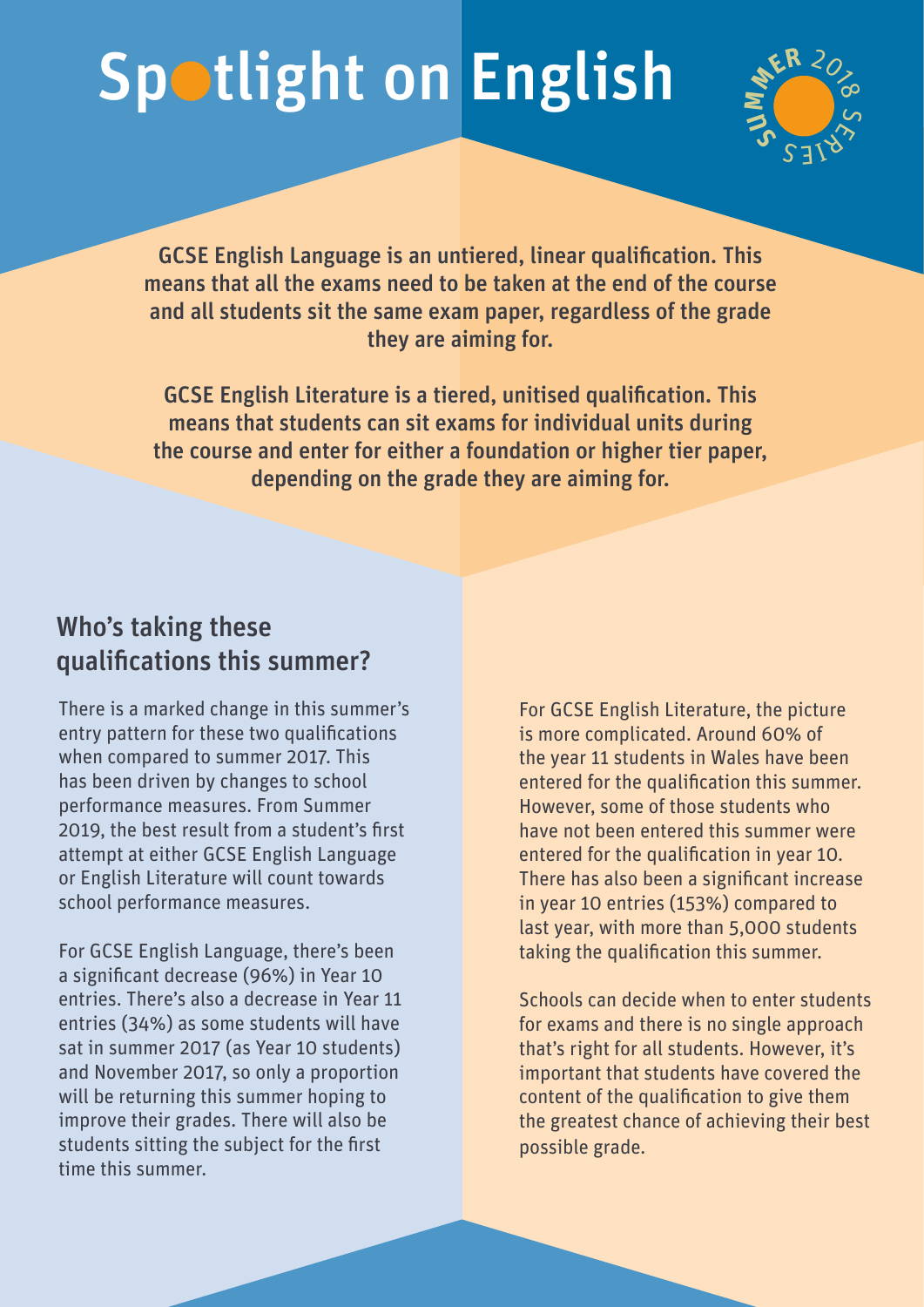# Spotlight on English

SUMMER 2018 SERIES

**GCSE English Language is an untiered, linear qualification. This means that all the exams need to be taken at the end of the course and all students sit the same exam paper, regardless of the grade they are aiming for.**

**GCSE English Literature is a tiered, unitised qualification. This means that students can sit exams for individual units during the course and enter for either a foundation or higher tier paper, depending on the grade they are aiming for.**

## Who's taking these qualifications this summer?

There is a marked change in this summer's entry pattern for these two qualifications when compared to summer 2017. This has been driven by changes to school performance measures. From Summer 2019, the best result from a student's first attempt at either GCSE English Language or English Literature will count towards school performance measures.

For GCSE English Language, there's been a significant decrease (96%) in Year 10 entries. There's also a decrease in Year 11 entries (34%) as some students will have sat in summer 2017 (as Year 10 students) and November 2017, so only a proportion will be returning this summer hoping to improve their grades. There will also be students sitting the subject for the first time this summer.

For GCSE English Literature, the picture is more complicated. Around 60% of the year 11 students in Wales have been entered for the qualification this summer. However, some of those students who have not been entered this summer were entered for the qualification in year 10. There has also been a significant increase in year 10 entries (153%) compared to last year, with more than 5,000 students taking the qualification this summer.

Schools can decide when to enter students for exams and there is no single approach that's right for all students. However, it's important that students have covered the content of the qualification to give them the greatest chance of achieving their best possible grade.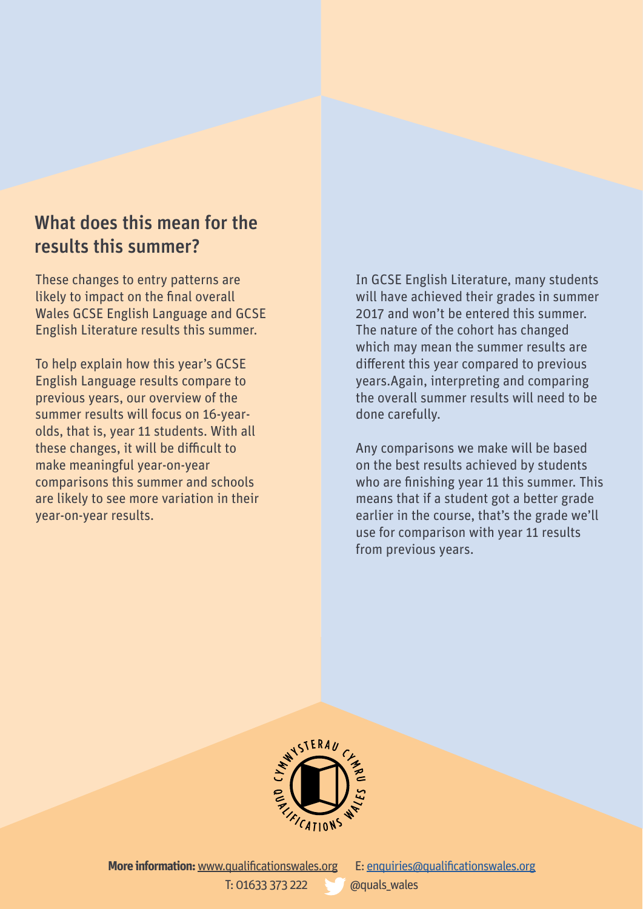## What does this mean for the results this summer?

These changes to entry patterns are likely to impact on the final overall Wales GCSE English Language and GCSE English Literature results this summer.

To help explain how this year's GCSE English Language results compare to previous years, our overview of the summer results will focus on 16-year-olds, that is, year 11 students. With all these changes, it will be difficult to make meaningful year-on-year comparisons this summer and schools are likely to see more variation in their year-on-year results.

In GCSE English Literature, many students will have achieved their grades in summer 2017 and won't be entered this summer. The nature of the cohort has changed which may mean the summer results are different this year compared to previous years.Again, interpreting and comparing the overall summer results will need to be done carefully.

Any comparisons we make will be based on the best results achieved by students who are finishing year 11 this summer. This means that if a student got a better grade earlier in the course, that's the grade we'll use for comparison with year 11 results from previous years.

CYMWYSTERAU CYMRU QUALIFICATIONS WALES

**More information:** www.qualificationswales.org E: enquiries@qualificationswales.org

T: 01633 373 222 @quals_wales